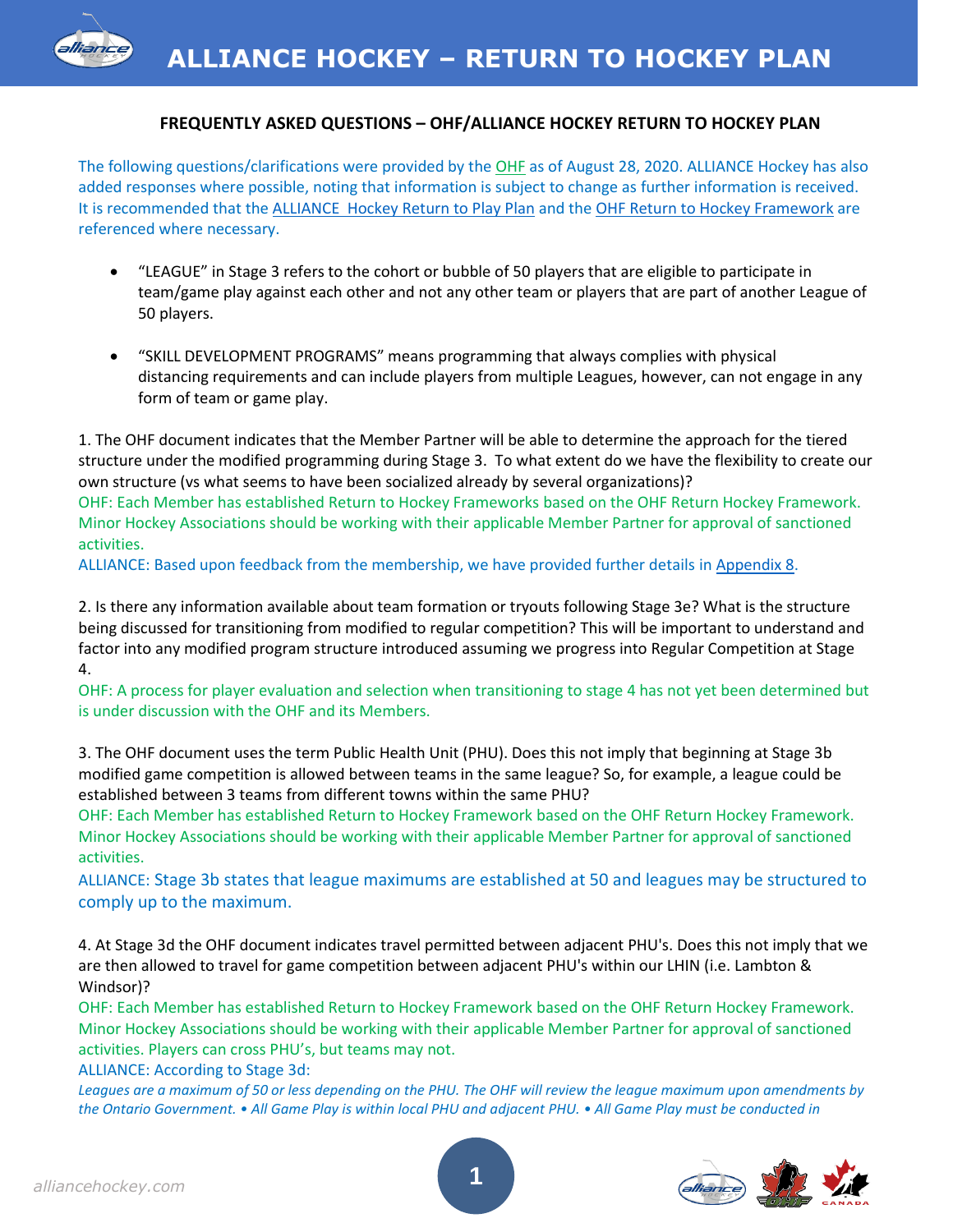# ALLIANCE HOCKEY – RETURN TO HOCKEY PLAN

## FREQUENTLY ASKED QUESTIONS – OHF/ALLIANCE HOCKEY RETURN TO HOCKEY PLAN

The following questions/clarifications were provided by the OHF as of August 28, 2020. ALLIANCE Hockey has also added responses where possible, noting that information is subject to change as further information is received. It is recommended that the ALLIANCE Hockey Return to Play Plan and the OHF Return to Hockey Framework are referenced where necessary.

- "LEAGUE" in Stage 3 refers to the cohort or bubble of 50 players that are eligible to participate in team/game play against each other and not any other team or players that are part of another League of 50 players.
- "SKILL DEVELOPMENT PROGRAMS" means programming that always complies with physical distancing requirements and can include players from multiple Leagues, however, can not engage in any form of team or game play.

1. The OHF document indicates that the Member Partner will be able to determine the approach for the tiered structure under the modified programming during Stage 3. To what extent do we have the flexibility to create our own structure (vs what seems to have been socialized already by several organizations)?

OHF: Each Member has established Return to Hockey Frameworks based on the OHF Return Hockey Framework. Minor Hockey Associations should be working with their applicable Member Partner for approval of sanctioned activities.

ALLIANCE: Based upon feedback from the membership, we have provided further details in Appendix 8.

2. Is there any information available about team formation or tryouts following Stage 3e? What is the structure being discussed for transitioning from modified to regular competition? This will be important to understand and factor into any modified program structure introduced assuming we progress into Regular Competition at Stage 4.

OHF: A process for player evaluation and selection when transitioning to stage 4 has not yet been determined but is under discussion with the OHF and its Members.

3. The OHF document uses the term Public Health Unit (PHU). Does this not imply that beginning at Stage 3b modified game competition is allowed between teams in the same league? So, for example, a league could be established between 3 teams from different towns within the same PHU?

OHF: Each Member has established Return to Hockey Framework based on the OHF Return Hockey Framework. Minor Hockey Associations should be working with their applicable Member Partner for approval of sanctioned activities.

ALLIANCE: Stage 3b states that league maximums are established at 50 and leagues may be structured to comply up to the maximum.

4. At Stage 3d the OHF document indicates travel permitted between adjacent PHU's. Does this not imply that we are then allowed to travel for game competition between adjacent PHU's within our LHIN (i.e. Lambton & Windsor)?

OHF: Each Member has established Return to Hockey Framework based on the OHF Return Hockey Framework. Minor Hockey Associations should be working with their applicable Member Partner for approval of sanctioned activities. Players can cross PHU's, but teams may not.

ALLIANCE: According to Stage 3d:

*Leagues are a maximum of 50 or less depending on the PHU. The OHF will review the league maximum upon amendments by the Ontario Government. • All Game Play is within local PHU and adjacent PHU. • All Game Play must be conducted in*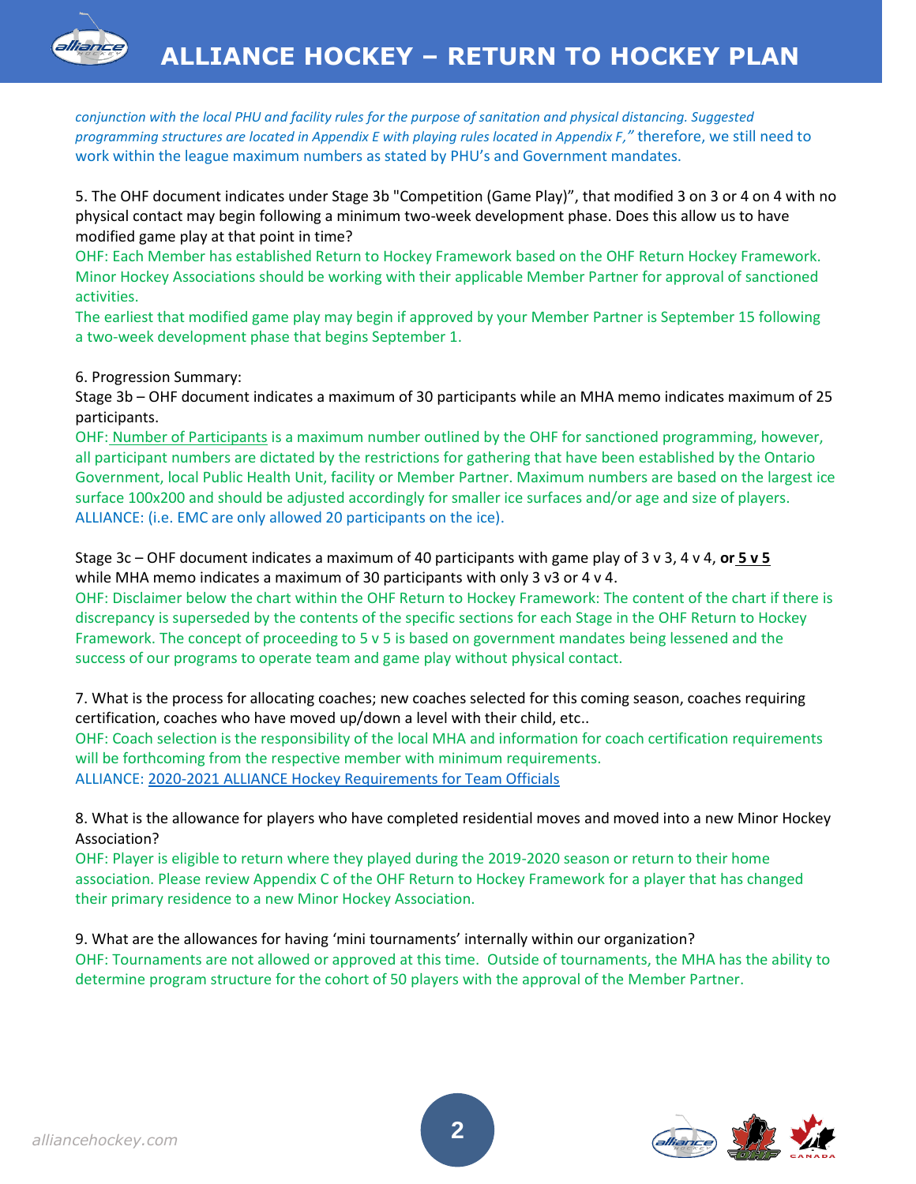*conjunction with the local PHU and facility rules for the purpose of sanitation and physical distancing. Suggested programming structures are located in Appendix E with playing rules located in Appendix F,"* therefore, we still need to work within the league maximum numbers as stated by PHU's and Government mandates.

5. The OHF document indicates under Stage 3b "Competition (Game Play)", that modified 3 on 3 or 4 on 4 with no physical contact may begin following a minimum two-week development phase. Does this allow us to have modified game play at that point in time?

OHF: Each Member has established Return to Hockey Framework based on the OHF Return Hockey Framework. Minor Hockey Associations should be working with their applicable Member Partner for approval of sanctioned activities.

The earliest that modified game play may begin if approved by your Member Partner is September 15 following a two-week development phase that begins September 1.

6. Progression Summary:

Stage 3b – OHF document indicates a maximum of 30 participants while an MHA memo indicates maximum of 25 participants.

OHF: Number of Participants is a maximum number outlined by the OHF for sanctioned programming, however, all participant numbers are dictated by the restrictions for gathering that have been established by the Ontario Government, local Public Health Unit, facility or Member Partner. Maximum numbers are based on the largest ice surface 100x200 and should be adjusted accordingly for smaller ice surfaces and/or age and size of players.

ALLIANCE: (i.e. EMC are only allowed 20 participants on the ice).

Stage 3c – OHF document indicates a maximum of 40 participants with game play of 3 v 3, 4 v 4, **or 5 v 5** while MHA memo indicates a maximum of 30 participants with only 3 v3 or 4 v 4.

OHF: Disclaimer below the chart within the OHF Return to Hockey Framework: The content of the chart if there is discrepancy is superseded by the contents of the specific sections for each Stage in the OHF Return to Hockey Framework. The concept of proceeding to 5 v 5 is based on government mandates being lessened and the success of our programs to operate team and game play without physical contact.

7. What is the process for allocating coaches; new coaches selected for this coming season, coaches requiring certification, coaches who have moved up/down a level with their child, etc..

OHF: Coach selection is the responsibility of the local MHA and information for coach certification requirements will be forthcoming from the respective member with minimum requirements.

ALLIANCE: 2020-2021 ALLIANCE Hockey Requirements for Team Officials

8. What is the allowance for players who have completed residential moves and moved into a new Minor Hockey Association?

OHF: Player is eligible to return where they played during the 2019-2020 season or return to their home association. Please review Appendix C of the OHF Return to Hockey Framework for a player that has changed their primary residence to a new Minor Hockey Association.

9. What are the allowances for having 'mini tournaments' internally within our organization?

OHF: Tournaments are not allowed or approved at this time. Outside of tournaments, the MHA has the ability to determine program structure for the cohort of 50 players with the approval of the Member Partner.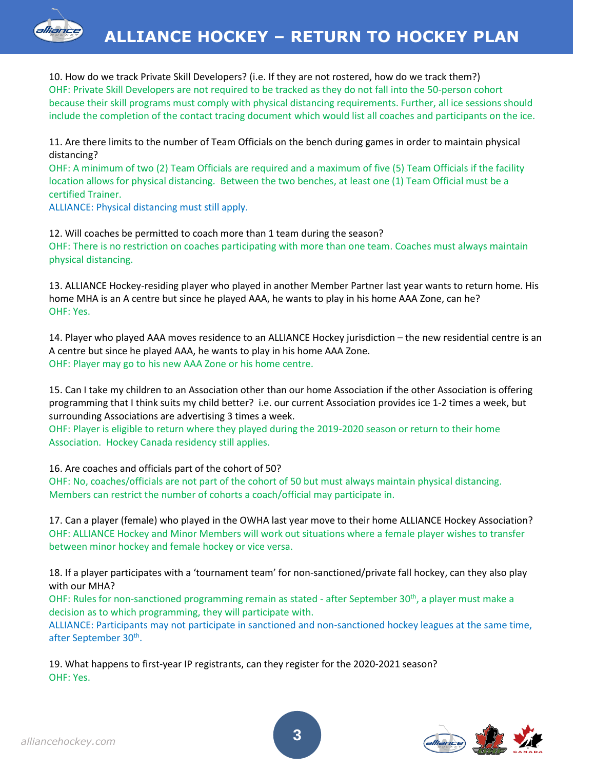10. How do we track Private Skill Developers? (i.e. If they are not rostered, how do we track them?)
OHF: Private Skill Developers are not required to be tracked as they do not fall into the 50-person cohort because their skill programs must comply with physical distancing requirements. Further, all ice sessions should include the completion of the contact tracing document which would list all coaches and participants on the ice.

11. Are there limits to the number of Team Officials on the bench during games in order to maintain physical distancing?
OHF: A minimum of two (2) Team Officials are required and a maximum of five (5) Team Officials if the facility location allows for physical distancing. Between the two benches, at least one (1) Team Official must be a certified Trainer.
ALLIANCE: Physical distancing must still apply.

12. Will coaches be permitted to coach more than 1 team during the season?
OHF: There is no restriction on coaches participating with more than one team. Coaches must always maintain physical distancing.

13. ALLIANCE Hockey-residing player who played in another Member Partner last year wants to return home. His home MHA is an A centre but since he played AAA, he wants to play in his home AAA Zone, can he?
OHF: Yes.

14. Player who played AAA moves residence to an ALLIANCE Hockey jurisdiction – the new residential centre is an A centre but since he played AAA, he wants to play in his home AAA Zone.
OHF: Player may go to his new AAA Zone or his home centre.

15. Can I take my children to an Association other than our home Association if the other Association is offering programming that I think suits my child better? i.e. our current Association provides ice 1-2 times a week, but surrounding Associations are advertising 3 times a week.
OHF: Player is eligible to return where they played during the 2019-2020 season or return to their home Association. Hockey Canada residency still applies.

16. Are coaches and officials part of the cohort of 50?
OHF: No, coaches/officials are not part of the cohort of 50 but must always maintain physical distancing. Members can restrict the number of cohorts a coach/official may participate in.

17. Can a player (female) who played in the OWHA last year move to their home ALLIANCE Hockey Association?
OHF: ALLIANCE Hockey and Minor Members will work out situations where a female player wishes to transfer between minor hockey and female hockey or vice versa.

18. If a player participates with a 'tournament team' for non-sanctioned/private fall hockey, can they also play with our MHA?
OHF: Rules for non-sanctioned programming remain as stated - after September 30th, a player must make a decision as to which programming, they will participate with.
ALLIANCE: Participants may not participate in sanctioned and non-sanctioned hockey leagues at the same time, after September 30th.

19. What happens to first-year IP registrants, can they register for the 2020-2021 season?
OHF: Yes.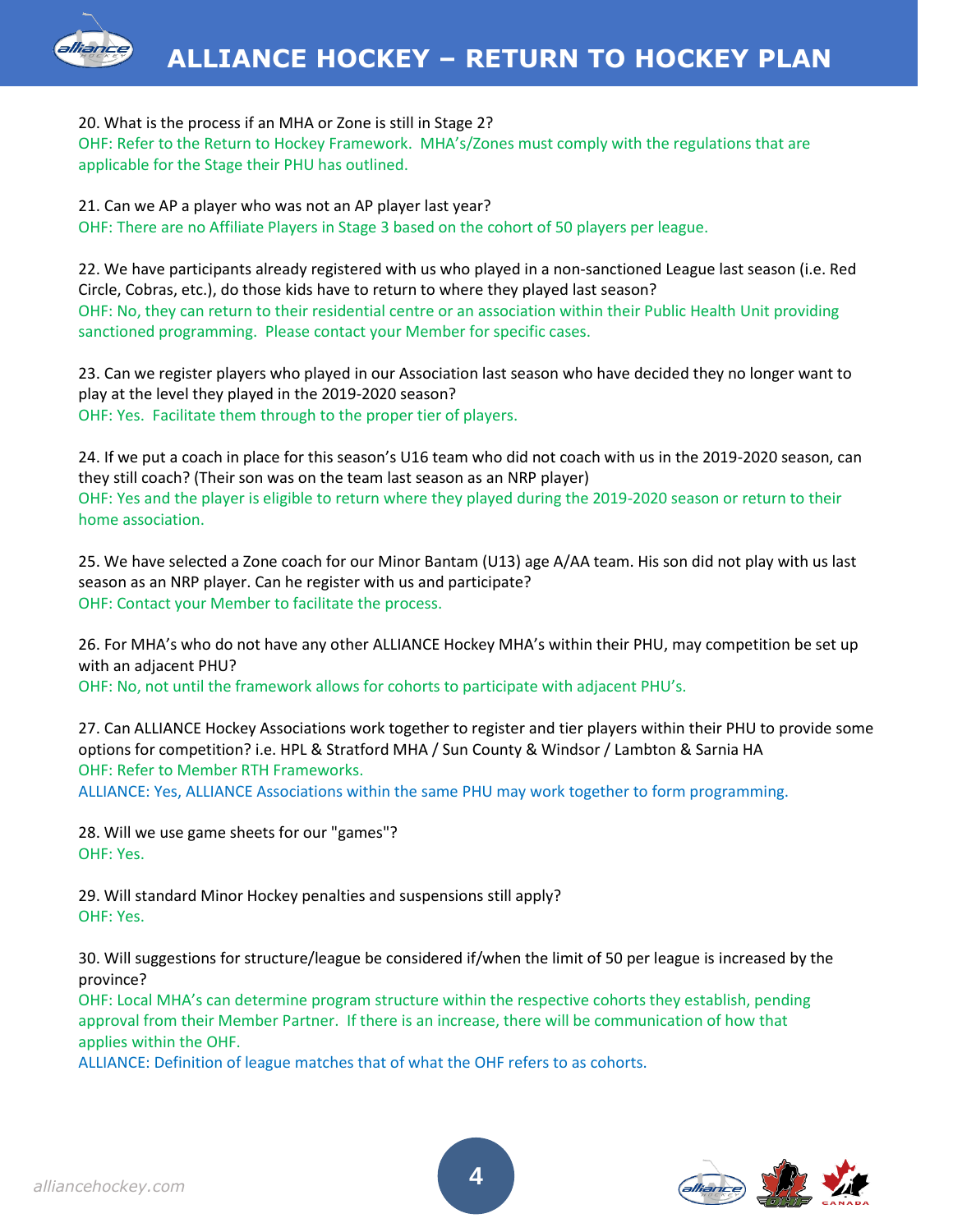20. What is the process if an MHA or Zone is still in Stage 2?
OHF: Refer to the Return to Hockey Framework. MHA's/Zones must comply with the regulations that are applicable for the Stage their PHU has outlined.

21. Can we AP a player who was not an AP player last year?
OHF: There are no Affiliate Players in Stage 3 based on the cohort of 50 players per league.

22. We have participants already registered with us who played in a non-sanctioned League last season (i.e. Red Circle, Cobras, etc.), do those kids have to return to where they played last season?
OHF: No, they can return to their residential centre or an association within their Public Health Unit providing sanctioned programming. Please contact your Member for specific cases.

23. Can we register players who played in our Association last season who have decided they no longer want to play at the level they played in the 2019-2020 season?
OHF: Yes. Facilitate them through to the proper tier of players.

24. If we put a coach in place for this season's U16 team who did not coach with us in the 2019-2020 season, can they still coach? (Their son was on the team last season as an NRP player)
OHF: Yes and the player is eligible to return where they played during the 2019-2020 season or return to their home association.

25. We have selected a Zone coach for our Minor Bantam (U13) age A/AA team. His son did not play with us last season as an NRP player. Can he register with us and participate?
OHF: Contact your Member to facilitate the process.

26. For MHA's who do not have any other ALLIANCE Hockey MHA's within their PHU, may competition be set up with an adjacent PHU?
OHF: No, not until the framework allows for cohorts to participate with adjacent PHU's.

27. Can ALLIANCE Hockey Associations work together to register and tier players within their PHU to provide some options for competition? i.e. HPL & Stratford MHA / Sun County & Windsor / Lambton & Sarnia HA
OHF: Refer to Member RTH Frameworks.
ALLIANCE: Yes, ALLIANCE Associations within the same PHU may work together to form programming.

28. Will we use game sheets for our "games"?
OHF: Yes.

29. Will standard Minor Hockey penalties and suspensions still apply?
OHF: Yes.

30. Will suggestions for structure/league be considered if/when the limit of 50 per league is increased by the province?
OHF: Local MHA's can determine program structure within the respective cohorts they establish, pending approval from their Member Partner. If there is an increase, there will be communication of how that applies within the OHF.
ALLIANCE: Definition of league matches that of what the OHF refers to as cohorts.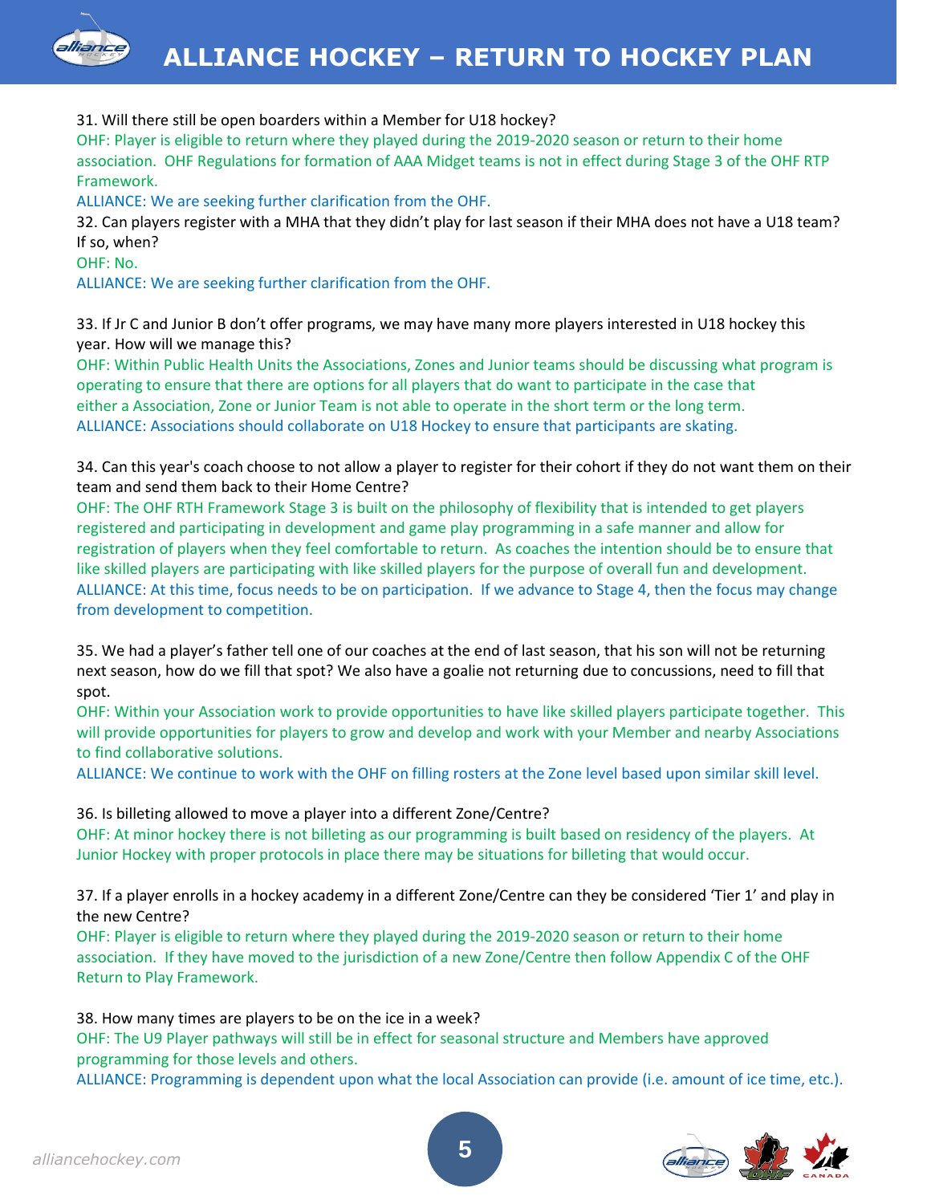31. Will there still be open boarders within a Member for U18 hockey?

OHF: Player is eligible to return where they played during the 2019-2020 season or return to their home association. OHF Regulations for formation of AAA Midget teams is not in effect during Stage 3 of the OHF RTP Framework.

ALLIANCE: We are seeking further clarification from the OHF.

32. Can players register with a MHA that they didn't play for last season if their MHA does not have a U18 team? If so, when?

OHF: No.

ALLIANCE: We are seeking further clarification from the OHF.

33. If Jr C and Junior B don't offer programs, we may have many more players interested in U18 hockey this year. How will we manage this?

OHF: Within Public Health Units the Associations, Zones and Junior teams should be discussing what program is operating to ensure that there are options for all players that do want to participate in the case that either a Association, Zone or Junior Team is not able to operate in the short term or the long term.

ALLIANCE: Associations should collaborate on U18 Hockey to ensure that participants are skating.

34. Can this year's coach choose to not allow a player to register for their cohort if they do not want them on their team and send them back to their Home Centre?

OHF: The OHF RTH Framework Stage 3 is built on the philosophy of flexibility that is intended to get players registered and participating in development and game play programming in a safe manner and allow for registration of players when they feel comfortable to return. As coaches the intention should be to ensure that like skilled players are participating with like skilled players for the purpose of overall fun and development.

ALLIANCE: At this time, focus needs to be on participation. If we advance to Stage 4, then the focus may change from development to competition.

35. We had a player's father tell one of our coaches at the end of last season, that his son will not be returning next season, how do we fill that spot? We also have a goalie not returning due to concussions, need to fill that spot.

OHF: Within your Association work to provide opportunities to have like skilled players participate together. This will provide opportunities for players to grow and develop and work with your Member and nearby Associations to find collaborative solutions.

ALLIANCE: We continue to work with the OHF on filling rosters at the Zone level based upon similar skill level.

36. Is billeting allowed to move a player into a different Zone/Centre?

OHF: At minor hockey there is not billeting as our programming is built based on residency of the players. At Junior Hockey with proper protocols in place there may be situations for billeting that would occur.

37. If a player enrolls in a hockey academy in a different Zone/Centre can they be considered 'Tier 1' and play in the new Centre?

OHF: Player is eligible to return where they played during the 2019-2020 season or return to their home association. If they have moved to the jurisdiction of a new Zone/Centre then follow Appendix C of the OHF Return to Play Framework.

38. How many times are players to be on the ice in a week?

OHF: The U9 Player pathways will still be in effect for seasonal structure and Members have approved programming for those levels and others.

ALLIANCE: Programming is dependent upon what the local Association can provide (i.e. amount of ice time, etc.).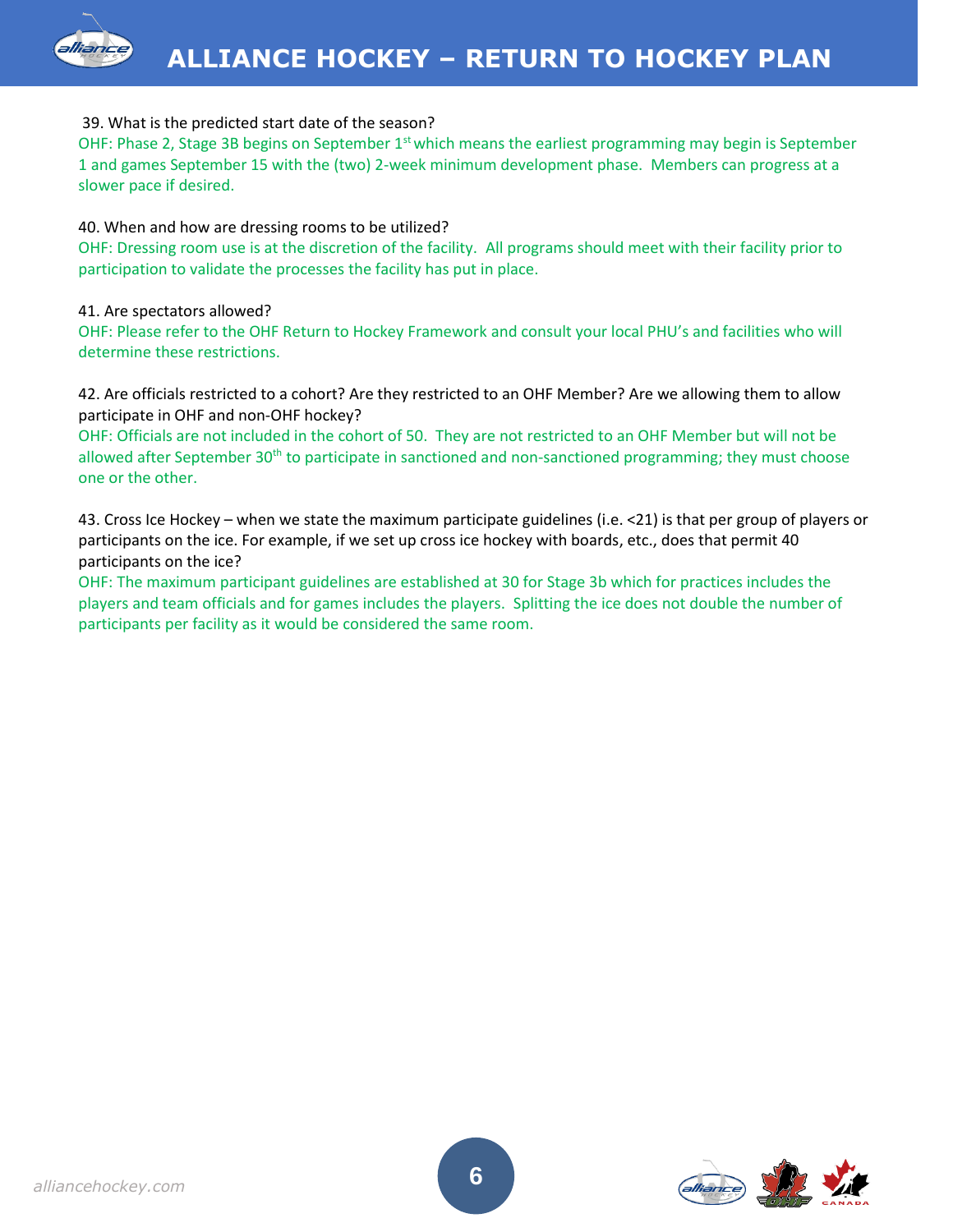39. What is the predicted start date of the season?

OHF: Phase 2, Stage 3B begins on September 1st which means the earliest programming may begin is September 1 and games September 15 with the (two) 2-week minimum development phase. Members can progress at a slower pace if desired.

40. When and how are dressing rooms to be utilized?

OHF: Dressing room use is at the discretion of the facility. All programs should meet with their facility prior to participation to validate the processes the facility has put in place.

41. Are spectators allowed?

OHF: Please refer to the OHF Return to Hockey Framework and consult your local PHU's and facilities who will determine these restrictions.

42. Are officials restricted to a cohort? Are they restricted to an OHF Member? Are we allowing them to allow participate in OHF and non-OHF hockey?

OHF: Officials are not included in the cohort of 50. They are not restricted to an OHF Member but will not be allowed after September 30th to participate in sanctioned and non-sanctioned programming; they must choose one or the other.

43. Cross Ice Hockey – when we state the maximum participate guidelines (i.e. <21) is that per group of players or participants on the ice. For example, if we set up cross ice hockey with boards, etc., does that permit 40 participants on the ice?

OHF: The maximum participant guidelines are established at 30 for Stage 3b which for practices includes the players and team officials and for games includes the players. Splitting the ice does not double the number of participants per facility as it would be considered the same room.